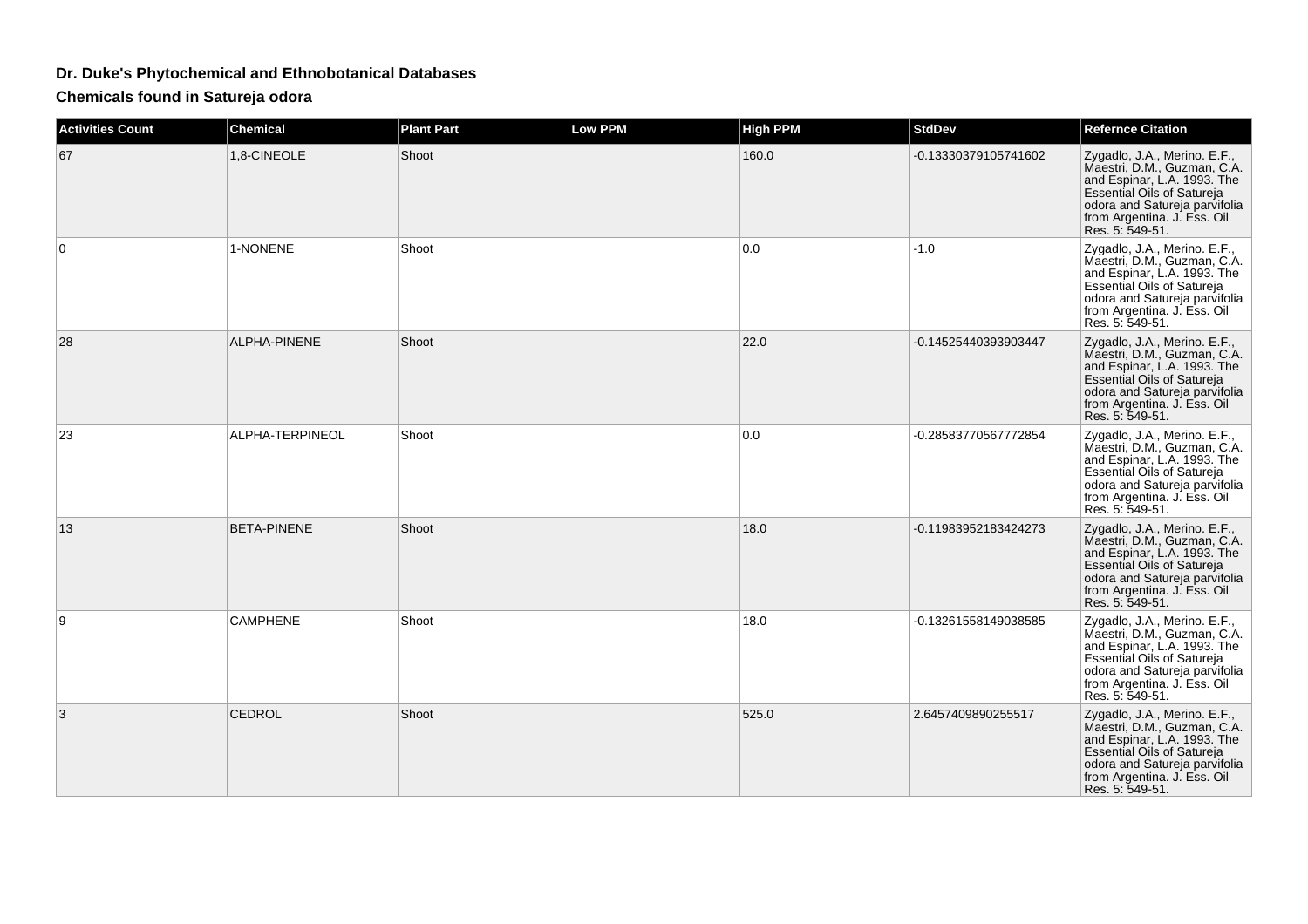# Dr. Duke's Phytochemical and Ethnobotanical Databases

## Chemicals found in Satureja odora

| Activities Count | Chemical | Plant Part | Low PPM | High PPM | StdDev | Refernce Citation |
|---|---|---|---|---|---|---|
| 67 | 1,8-CINEOLE | Shoot | | 160.0 | -0.13330379105741602 | Zygadlo, J.A., Merino. E.F., Maestri, D.M., Guzman, C.A. and Espinar, L.A. 1993. The Essential Oils of Satureja odora and Satureja parvifolia from Argentina. J. Ess. Oil Res. 5: 549-51. |
| 0 | 1-NONENE | Shoot | | 0.0 | -1.0 | Zygadlo, J.A., Merino. E.F., Maestri, D.M., Guzman, C.A. and Espinar, L.A. 1993. The Essential Oils of Satureja odora and Satureja parvifolia from Argentina. J. Ess. Oil Res. 5: 549-51. |
| 28 | ALPHA-PINENE | Shoot | | 22.0 | -0.14525440393903447 | Zygadlo, J.A., Merino. E.F., Maestri, D.M., Guzman, C.A. and Espinar, L.A. 1993. The Essential Oils of Satureja odora and Satureja parvifolia from Argentina. J. Ess. Oil Res. 5: 549-51. |
| 23 | ALPHA-TERPINEOL | Shoot | | 0.0 | -0.28583770567772854 | Zygadlo, J.A., Merino. E.F., Maestri, D.M., Guzman, C.A. and Espinar, L.A. 1993. The Essential Oils of Satureja odora and Satureja parvifolia from Argentina. J. Ess. Oil Res. 5: 549-51. |
| 13 | BETA-PINENE | Shoot | | 18.0 | -0.11983952183424273 | Zygadlo, J.A., Merino. E.F., Maestri, D.M., Guzman, C.A. and Espinar, L.A. 1993. The Essential Oils of Satureja odora and Satureja parvifolia from Argentina. J. Ess. Oil Res. 5: 549-51. |
| 9 | CAMPHENE | Shoot | | 18.0 | -0.13261558149038585 | Zygadlo, J.A., Merino. E.F., Maestri, D.M., Guzman, C.A. and Espinar, L.A. 1993. The Essential Oils of Satureja odora and Satureja parvifolia from Argentina. J. Ess. Oil Res. 5: 549-51. |
| 3 | CEDROL | Shoot | | 525.0 | 2.6457409890255517 | Zygadlo, J.A., Merino. E.F., Maestri, D.M., Guzman, C.A. and Espinar, L.A. 1993. The Essential Oils of Satureja odora and Satureja parvifolia from Argentina. J. Ess. Oil Res. 5: 549-51. |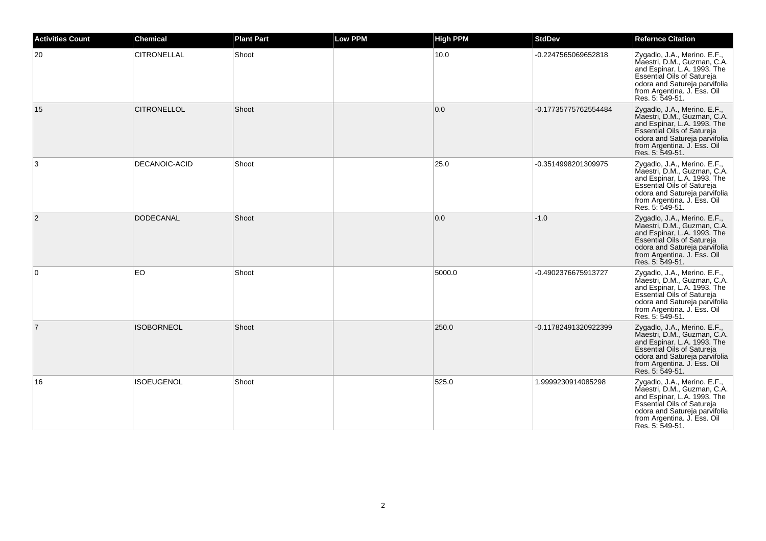| Activities Count | Chemical | Plant Part | Low PPM | High PPM | StdDev | Refernce Citation |
| --- | --- | --- | --- | --- | --- | --- |
| 20 | CITRONELLAL | Shoot | | 10.0 | -0.2247565069652818 | Zygadlo, J.A., Merino. E.F., Maestri, D.M., Guzman, C.A. and Espinar, L.A. 1993. The Essential Oils of Satureja odora and Satureja parvifolia from Argentina. J. Ess. Oil Res. 5: 549-51. |
| 15 | CITRONELLOL | Shoot | | 0.0 | -0.17735775762554484 | Zygadlo, J.A., Merino. E.F., Maestri, D.M., Guzman, C.A. and Espinar, L.A. 1993. The Essential Oils of Satureja odora and Satureja parvifolia from Argentina. J. Ess. Oil Res. 5: 549-51. |
| 3 | DECANOIC-ACID | Shoot | | 25.0 | -0.3514998201309975 | Zygadlo, J.A., Merino. E.F., Maestri, D.M., Guzman, C.A. and Espinar, L.A. 1993. The Essential Oils of Satureja odora and Satureja parvifolia from Argentina. J. Ess. Oil Res. 5: 549-51. |
| 2 | DODECANAL | Shoot | | 0.0 | -1.0 | Zygadlo, J.A., Merino. E.F., Maestri, D.M., Guzman, C.A. and Espinar, L.A. 1993. The Essential Oils of Satureja odora and Satureja parvifolia from Argentina. J. Ess. Oil Res. 5: 549-51. |
| 0 | EO | Shoot | | 5000.0 | -0.4902376675913727 | Zygadlo, J.A., Merino. E.F., Maestri, D.M., Guzman, C.A. and Espinar, L.A. 1993. The Essential Oils of Satureja odora and Satureja parvifolia from Argentina. J. Ess. Oil Res. 5: 549-51. |
| 7 | ISOBORNEOL | Shoot | | 250.0 | -0.11782491320922399 | Zygadlo, J.A., Merino. E.F., Maestri, D.M., Guzman, C.A. and Espinar, L.A. 1993. The Essential Oils of Satureja odora and Satureja parvifolia from Argentina. J. Ess. Oil Res. 5: 549-51. |
| 16 | ISOEUGENOL | Shoot | | 525.0 | 1.9999230914085298 | Zygadlo, J.A., Merino. E.F., Maestri, D.M., Guzman, C.A. and Espinar, L.A. 1993. The Essential Oils of Satureja odora and Satureja parvifolia from Argentina. J. Ess. Oil Res. 5: 549-51. |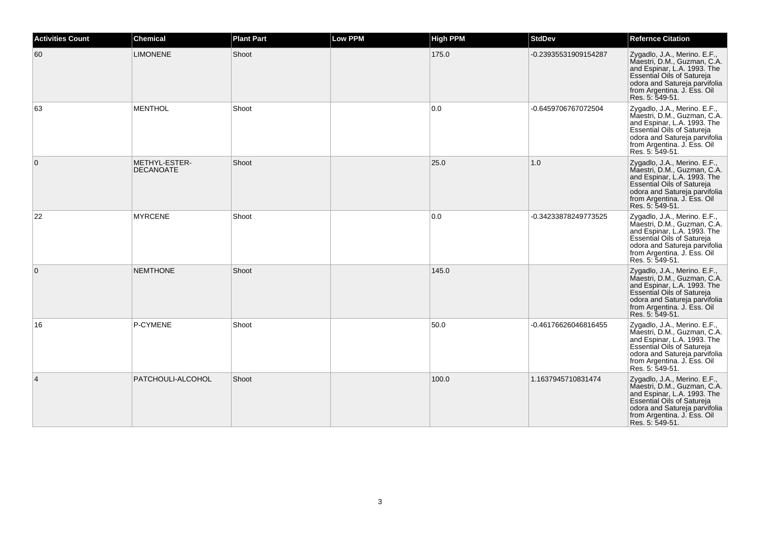| Activities Count | Chemical | Plant Part | Low PPM | High PPM | StdDev | Refernce Citation |
| --- | --- | --- | --- | --- | --- | --- |
| 60 | LIMONENE | Shoot | | 175.0 | -0.23935531909154287 | Zygadlo, J.A., Merino. E.F., Maestri, D.M., Guzman, C.A. and Espinar, L.A. 1993. The Essential Oils of Satureja odora and Satureja parvifolia from Argentina. J. Ess. Oil Res. 5: 549-51. |
| 63 | MENTHOL | Shoot | | 0.0 | -0.6459706767072504 | Zygadlo, J.A., Merino. E.F., Maestri, D.M., Guzman, C.A. and Espinar, L.A. 1993. The Essential Oils of Satureja odora and Satureja parvifolia from Argentina. J. Ess. Oil Res. 5: 549-51. |
| 0 | METHYL-ESTER-DECANOATE | Shoot | | 25.0 | 1.0 | Zygadlo, J.A., Merino. E.F., Maestri, D.M., Guzman, C.A. and Espinar, L.A. 1993. The Essential Oils of Satureja odora and Satureja parvifolia from Argentina. J. Ess. Oil Res. 5: 549-51. |
| 22 | MYRCENE | Shoot | | 0.0 | -0.34233878249773525 | Zygadlo, J.A., Merino. E.F., Maestri, D.M., Guzman, C.A. and Espinar, L.A. 1993. The Essential Oils of Satureja odora and Satureja parvifolia from Argentina. J. Ess. Oil Res. 5: 549-51. |
| 0 | NEMTHONE | Shoot | | 145.0 | | Zygadlo, J.A., Merino. E.F., Maestri, D.M., Guzman, C.A. and Espinar, L.A. 1993. The Essential Oils of Satureja odora and Satureja parvifolia from Argentina. J. Ess. Oil Res. 5: 549-51. |
| 16 | P-CYMENE | Shoot | | 50.0 | -0.46176626046816455 | Zygadlo, J.A., Merino. E.F., Maestri, D.M., Guzman, C.A. and Espinar, L.A. 1993. The Essential Oils of Satureja odora and Satureja parvifolia from Argentina. J. Ess. Oil Res. 5: 549-51. |
| 4 | PATCHOULI-ALCOHOL | Shoot | | 100.0 | 1.1637945710831474 | Zygadlo, J.A., Merino. E.F., Maestri, D.M., Guzman, C.A. and Espinar, L.A. 1993. The Essential Oils of Satureja odora and Satureja parvifolia from Argentina. J. Ess. Oil Res. 5: 549-51. |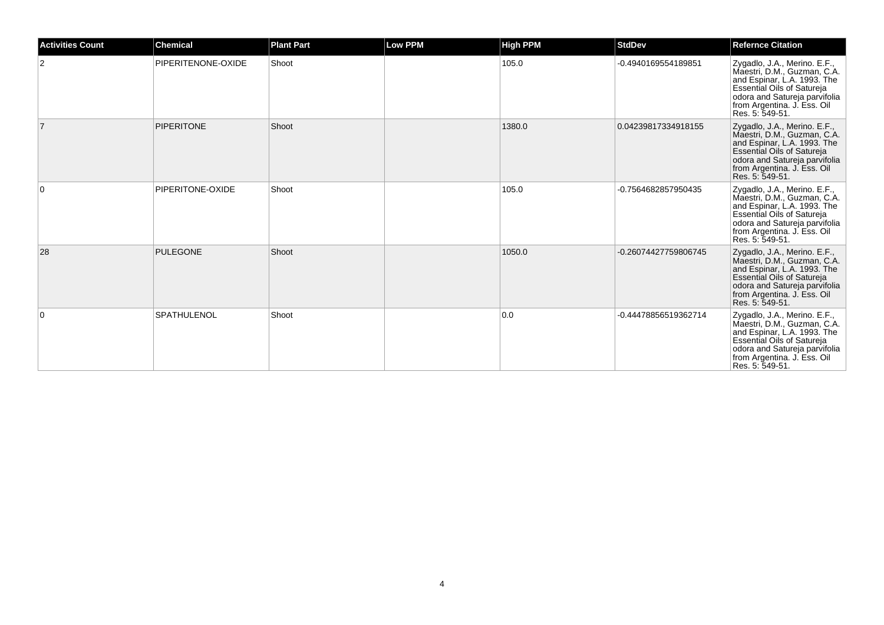| Activities Count | Chemical | Plant Part | Low PPM | High PPM | StdDev | Refernce Citation |
|---|---|---|---|---|---|---|
| 2 | PIPERITENONE-OXIDE | Shoot | | 105.0 | -0.4940169554189851 | Zygadlo, J.A., Merino. E.F., Maestri, D.M., Guzman, C.A. and Espinar, L.A. 1993. The Essential Oils of Satureja odora and Satureja parvifolia from Argentina. J. Ess. Oil Res. 5: 549-51. |
| 7 | PIPERITONE | Shoot | | 1380.0 | 0.04239817334918155 | Zygadlo, J.A., Merino. E.F., Maestri, D.M., Guzman, C.A. and Espinar, L.A. 1993. The Essential Oils of Satureja odora and Satureja parvifolia from Argentina. J. Ess. Oil Res. 5: 549-51. |
| 0 | PIPERITONE-OXIDE | Shoot | | 105.0 | -0.7564682857950435 | Zygadlo, J.A., Merino. E.F., Maestri, D.M., Guzman, C.A. and Espinar, L.A. 1993. The Essential Oils of Satureja odora and Satureja parvifolia from Argentina. J. Ess. Oil Res. 5: 549-51. |
| 28 | PULEGONE | Shoot | | 1050.0 | -0.26074427759806745 | Zygadlo, J.A., Merino. E.F., Maestri, D.M., Guzman, C.A. and Espinar, L.A. 1993. The Essential Oils of Satureja odora and Satureja parvifolia from Argentina. J. Ess. Oil Res. 5: 549-51. |
| 0 | SPATHULENOL | Shoot | | 0.0 | -0.44478856519362714 | Zygadlo, J.A., Merino. E.F., Maestri, D.M., Guzman, C.A. and Espinar, L.A. 1993. The Essential Oils of Satureja odora and Satureja parvifolia from Argentina. J. Ess. Oil Res. 5: 549-51. |